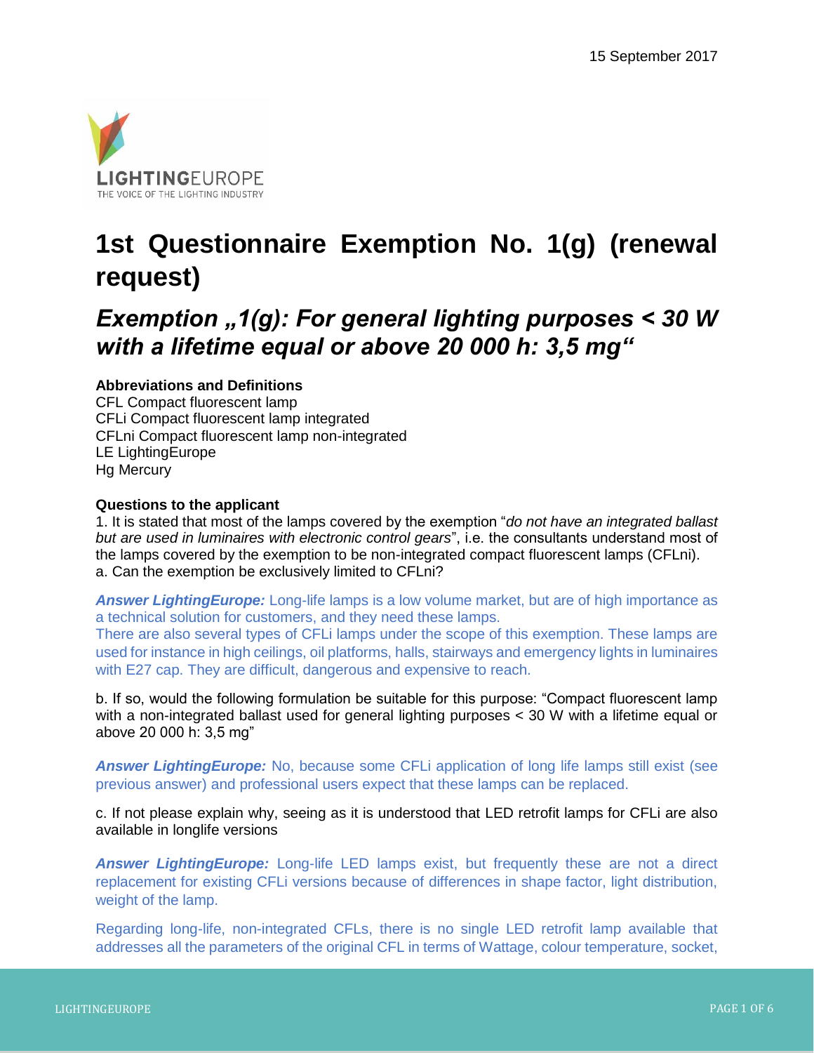15 September 2017

LIGHTINGEUROPE
THE VOICE OF THE LIGHTING INDUSTRY

# 1st Questionnaire Exemption No. 1(g) (renewal request)

## *Exemption „1(g): For general lighting purposes < 30 W with a lifetime equal or above 20 000 h: 3,5 mg“*

**Abbreviations and Definitions**
CFL Compact fluorescent lamp
CFLi Compact fluorescent lamp integrated
CFLni Compact fluorescent lamp non-integrated
LE LightingEurope
Hg Mercury

**Questions to the applicant**

1. It is stated that most of the lamps covered by the exemption "*do not have an integrated ballast but are used in luminaires with electronic control gears*", i.e. the consultants understand most of the lamps covered by the exemption to be non-integrated compact fluorescent lamps (CFLni).
a. Can the exemption be exclusively limited to CFLni?

***Answer LightingEurope:*** Long-life lamps is a low volume market, but are of high importance as a technical solution for customers, and they need these lamps.
There are also several types of CFLi lamps under the scope of this exemption. These lamps are used for instance in high ceilings, oil platforms, halls, stairways and emergency lights in luminaires with E27 cap. They are difficult, dangerous and expensive to reach.

b. If so, would the following formulation be suitable for this purpose: "Compact fluorescent lamp with a non-integrated ballast used for general lighting purposes < 30 W with a lifetime equal or above 20 000 h: 3,5 mg"

***Answer LightingEurope:*** No, because some CFLi application of long life lamps still exist (see previous answer) and professional users expect that these lamps can be replaced.

c. If not please explain why, seeing as it is understood that LED retrofit lamps for CFLi are also available in longlife versions

***Answer LightingEurope:*** Long-life LED lamps exist, but frequently these are not a direct replacement for existing CFLi versions because of differences in shape factor, light distribution, weight of the lamp.

Regarding long-life, non-integrated CFLs, there is no single LED retrofit lamp available that addresses all the parameters of the original CFL in terms of Wattage, colour temperature, socket,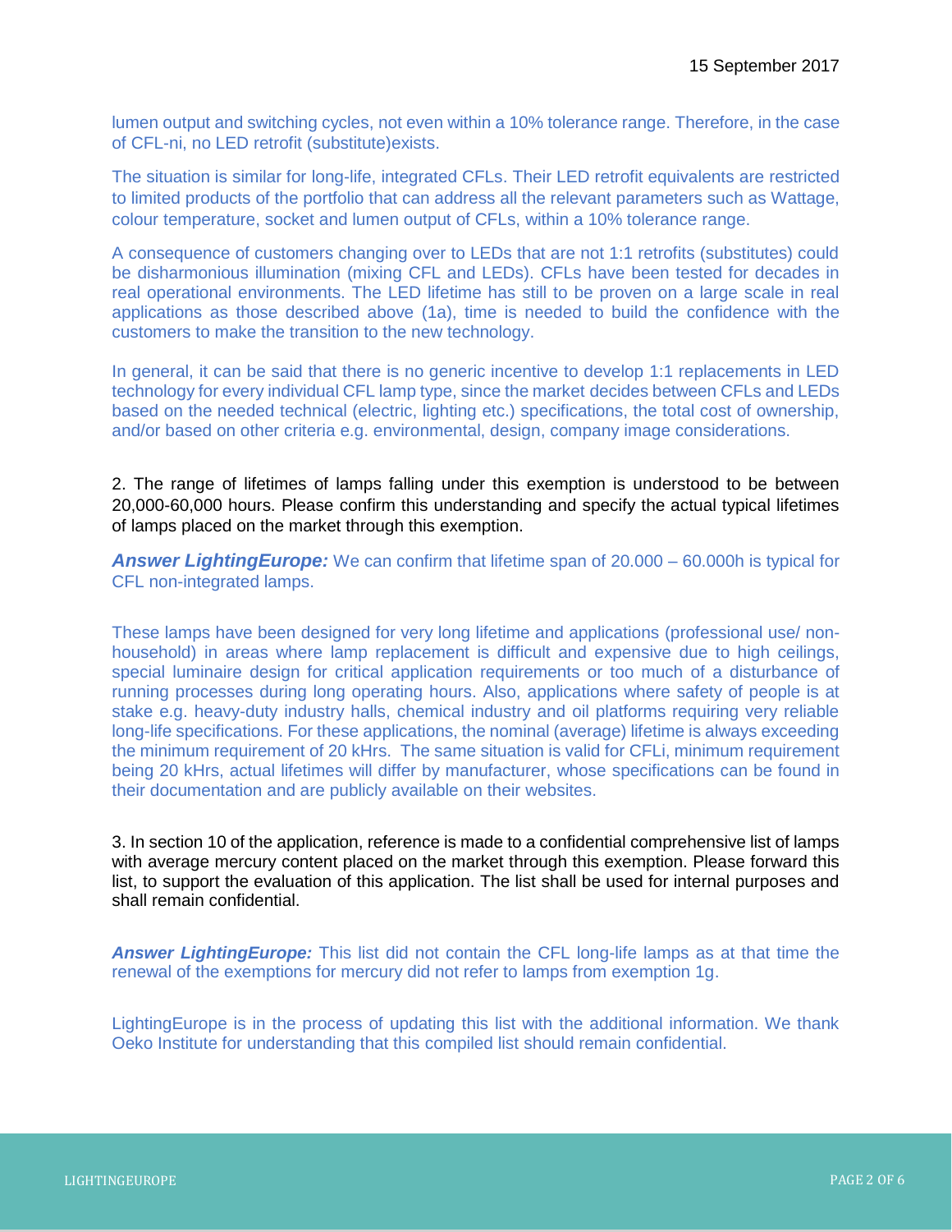lumen output and switching cycles, not even within a 10% tolerance range. Therefore, in the case of CFL-ni, no LED retrofit (substitute)exists.

The situation is similar for long-life, integrated CFLs. Their LED retrofit equivalents are restricted to limited products of the portfolio that can address all the relevant parameters such as Wattage, colour temperature, socket and lumen output of CFLs, within a 10% tolerance range.

A consequence of customers changing over to LEDs that are not 1:1 retrofits (substitutes) could be disharmonious illumination (mixing CFL and LEDs). CFLs have been tested for decades in real operational environments. The LED lifetime has still to be proven on a large scale in real applications as those described above (1a), time is needed to build the confidence with the customers to make the transition to the new technology.

In general, it can be said that there is no generic incentive to develop 1:1 replacements in LED technology for every individual CFL lamp type, since the market decides between CFLs and LEDs based on the needed technical (electric, lighting etc.) specifications, the total cost of ownership, and/or based on other criteria e.g. environmental, design, company image considerations.

2. The range of lifetimes of lamps falling under this exemption is understood to be between 20,000-60,000 hours. Please confirm this understanding and specify the actual typical lifetimes of lamps placed on the market through this exemption.

***Answer LightingEurope:*** We can confirm that lifetime span of 20.000 – 60.000h is typical for CFL non-integrated lamps.

These lamps have been designed for very long lifetime and applications (professional use/ non-household) in areas where lamp replacement is difficult and expensive due to high ceilings, special luminaire design for critical application requirements or too much of a disturbance of running processes during long operating hours. Also, applications where safety of people is at stake e.g. heavy-duty industry halls, chemical industry and oil platforms requiring very reliable long-life specifications. For these applications, the nominal (average) lifetime is always exceeding the minimum requirement of 20 kHrs. The same situation is valid for CFLi, minimum requirement being 20 kHrs, actual lifetimes will differ by manufacturer, whose specifications can be found in their documentation and are publicly available on their websites.

3. In section 10 of the application, reference is made to a confidential comprehensive list of lamps with average mercury content placed on the market through this exemption. Please forward this list, to support the evaluation of this application. The list shall be used for internal purposes and shall remain confidential.

***Answer LightingEurope:*** This list did not contain the CFL long-life lamps as at that time the renewal of the exemptions for mercury did not refer to lamps from exemption 1g.

LightingEurope is in the process of updating this list with the additional information. We thank Oeko Institute for understanding that this compiled list should remain confidential.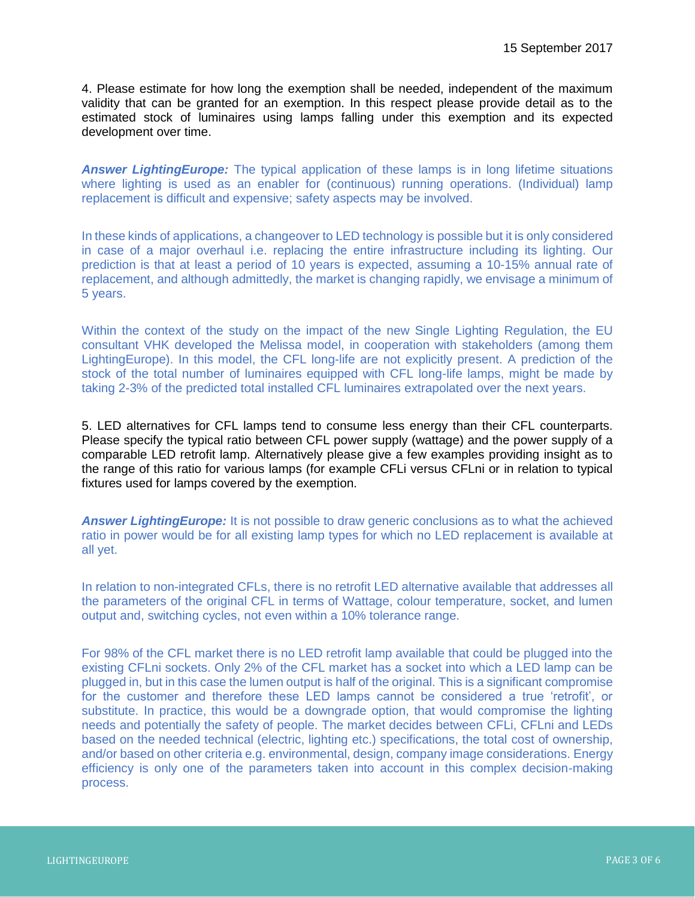15 September 2017

4. Please estimate for how long the exemption shall be needed, independent of the maximum validity that can be granted for an exemption. In this respect please provide detail as to the estimated stock of luminaires using lamps falling under this exemption and its expected development over time.

***Answer LightingEurope:*** The typical application of these lamps is in long lifetime situations where lighting is used as an enabler for (continuous) running operations. (Individual) lamp replacement is difficult and expensive; safety aspects may be involved.

In these kinds of applications, a changeover to LED technology is possible but it is only considered in case of a major overhaul i.e. replacing the entire infrastructure including its lighting. Our prediction is that at least a period of 10 years is expected, assuming a 10-15% annual rate of replacement, and although admittedly, the market is changing rapidly, we envisage a minimum of 5 years.

Within the context of the study on the impact of the new Single Lighting Regulation, the EU consultant VHK developed the Melissa model, in cooperation with stakeholders (among them LightingEurope). In this model, the CFL long-life are not explicitly present. A prediction of the stock of the total number of luminaires equipped with CFL long-life lamps, might be made by taking 2-3% of the predicted total installed CFL luminaires extrapolated over the next years.

5. LED alternatives for CFL lamps tend to consume less energy than their CFL counterparts. Please specify the typical ratio between CFL power supply (wattage) and the power supply of a comparable LED retrofit lamp. Alternatively please give a few examples providing insight as to the range of this ratio for various lamps (for example CFLi versus CFLni or in relation to typical fixtures used for lamps covered by the exemption.

***Answer LightingEurope:*** It is not possible to draw generic conclusions as to what the achieved ratio in power would be for all existing lamp types for which no LED replacement is available at all yet.

In relation to non-integrated CFLs, there is no retrofit LED alternative available that addresses all the parameters of the original CFL in terms of Wattage, colour temperature, socket, and lumen output and, switching cycles, not even within a 10% tolerance range.

For 98% of the CFL market there is no LED retrofit lamp available that could be plugged into the existing CFLni sockets. Only 2% of the CFL market has a socket into which a LED lamp can be plugged in, but in this case the lumen output is half of the original. This is a significant compromise for the customer and therefore these LED lamps cannot be considered a true 'retrofit', or substitute. In practice, this would be a downgrade option, that would compromise the lighting needs and potentially the safety of people. The market decides between CFLi, CFLni and LEDs based on the needed technical (electric, lighting etc.) specifications, the total cost of ownership, and/or based on other criteria e.g. environmental, design, company image considerations. Energy efficiency is only one of the parameters taken into account in this complex decision-making process.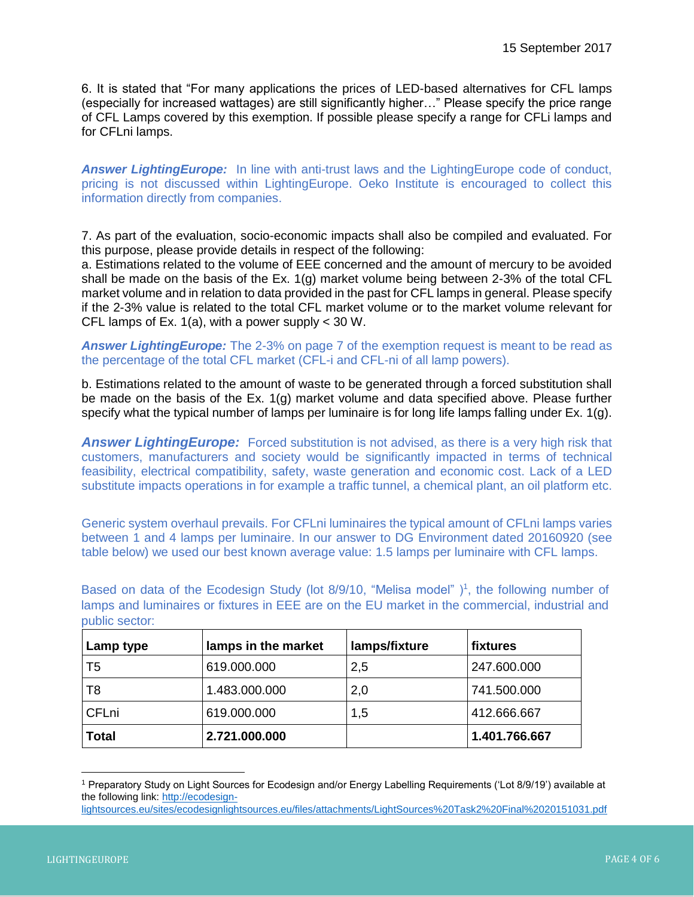6. It is stated that "For many applications the prices of LED-based alternatives for CFL lamps (especially for increased wattages) are still significantly higher…" Please specify the price range of CFL Lamps covered by this exemption. If possible please specify a range for CFLi lamps and for CFLni lamps.

***Answer LightingEurope:*** In line with anti-trust laws and the LightingEurope code of conduct, pricing is not discussed within LightingEurope. Oeko Institute is encouraged to collect this information directly from companies.

7. As part of the evaluation, socio-economic impacts shall also be compiled and evaluated. For this purpose, please provide details in respect of the following:

a. Estimations related to the volume of EEE concerned and the amount of mercury to be avoided shall be made on the basis of the Ex. 1(g) market volume being between 2-3% of the total CFL market volume and in relation to data provided in the past for CFL lamps in general. Please specify if the 2-3% value is related to the total CFL market volume or to the market volume relevant for CFL lamps of Ex. 1(a), with a power supply < 30 W.

***Answer LightingEurope:*** The 2-3% on page 7 of the exemption request is meant to be read as the percentage of the total CFL market (CFL-i and CFL-ni of all lamp powers).

b. Estimations related to the amount of waste to be generated through a forced substitution shall be made on the basis of the Ex. 1(g) market volume and data specified above. Please further specify what the typical number of lamps per luminaire is for long life lamps falling under Ex. 1(g).

***Answer LightingEurope:*** Forced substitution is not advised, as there is a very high risk that customers, manufacturers and society would be significantly impacted in terms of technical feasibility, electrical compatibility, safety, waste generation and economic cost. Lack of a LED substitute impacts operations in for example a traffic tunnel, a chemical plant, an oil platform etc.

Generic system overhaul prevails. For CFLni luminaires the typical amount of CFLni lamps varies between 1 and 4 lamps per luminaire. In our answer to DG Environment dated 20160920 (see table below) we used our best known average value: 1.5 lamps per luminaire with CFL lamps.

Based on data of the Ecodesign Study (lot 8/9/10, "Melisa model" )[1], the following number of lamps and luminaires or fixtures in EEE are on the EU market in the commercial, industrial and public sector:

| Lamp type | lamps in the market | lamps/fixture | fixtures |
|---|---|---|---|
| T5 | 619.000.000 | 2,5 | 247.600.000 |
| T8 | 1.483.000.000 | 2,0 | 741.500.000 |
| CFLni | 619.000.000 | 1,5 | 412.666.667 |
| **Total** | **2.721.000.000** | | **1.401.766.667** |

[1] Preparatory Study on Light Sources for Ecodesign and/or Energy Labelling Requirements ('Lot 8/9/19') available at the following link: http://ecodesign-lightsources.eu/sites/ecodesignlightsources.eu/files/attachments/LightSources%20Task2%20Final%2020151031.pdf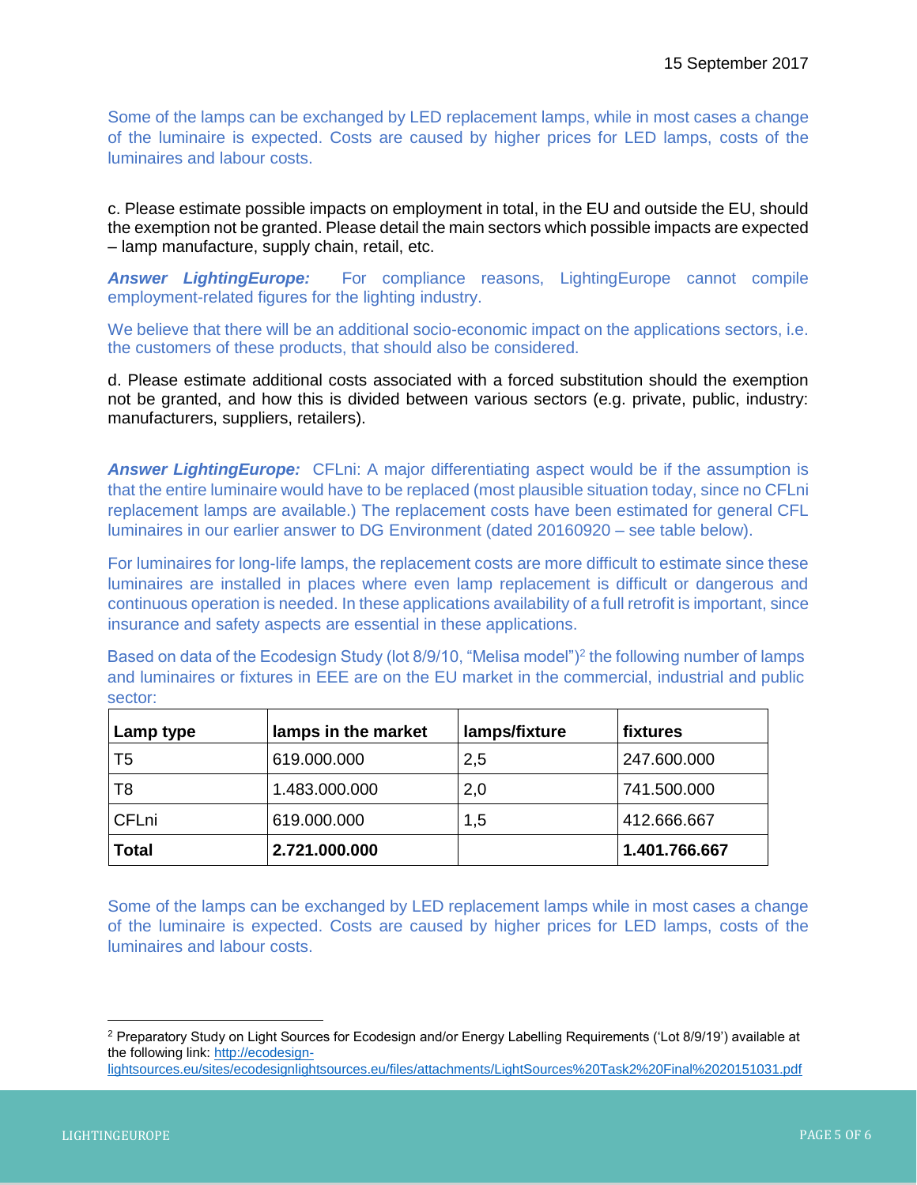Some of the lamps can be exchanged by LED replacement lamps, while in most cases a change of the luminaire is expected. Costs are caused by higher prices for LED lamps, costs of the luminaires and labour costs.

c. Please estimate possible impacts on employment in total, in the EU and outside the EU, should the exemption not be granted. Please detail the main sectors which possible impacts are expected – lamp manufacture, supply chain, retail, etc.

***Answer LightingEurope:*** For compliance reasons, LightingEurope cannot compile employment-related figures for the lighting industry.

We believe that there will be an additional socio-economic impact on the applications sectors, i.e. the customers of these products, that should also be considered.

d. Please estimate additional costs associated with a forced substitution should the exemption not be granted, and how this is divided between various sectors (e.g. private, public, industry: manufacturers, suppliers, retailers).

***Answer LightingEurope:*** CFLni: A major differentiating aspect would be if the assumption is that the entire luminaire would have to be replaced (most plausible situation today, since no CFLni replacement lamps are available.) The replacement costs have been estimated for general CFL luminaires in our earlier answer to DG Environment (dated 20160920 – see table below).

For luminaires for long-life lamps, the replacement costs are more difficult to estimate since these luminaires are installed in places where even lamp replacement is difficult or dangerous and continuous operation is needed. In these applications availability of a full retrofit is important, since insurance and safety aspects are essential in these applications.

Based on data of the Ecodesign Study (lot 8/9/10, "Melisa model")[2] the following number of lamps and luminaires or fixtures in EEE are on the EU market in the commercial, industrial and public sector:

| Lamp type | lamps in the market | lamps/fixture | fixtures |
|---|---|---|---|
| T5 | 619.000.000 | 2,5 | 247.600.000 |
| T8 | 1.483.000.000 | 2,0 | 741.500.000 |
| CFLni | 619.000.000 | 1,5 | 412.666.667 |
| **Total** | **2.721.000.000** | | **1.401.766.667** |

Some of the lamps can be exchanged by LED replacement lamps while in most cases a change of the luminaire is expected. Costs are caused by higher prices for LED lamps, costs of the luminaires and labour costs.

---

[2] Preparatory Study on Light Sources for Ecodesign and/or Energy Labelling Requirements ('Lot 8/9/19') available at the following link: http://ecodesign-lightsources.eu/sites/ecodesignlightsources.eu/files/attachments/LightSources%20Task2%20Final%2020151031.pdf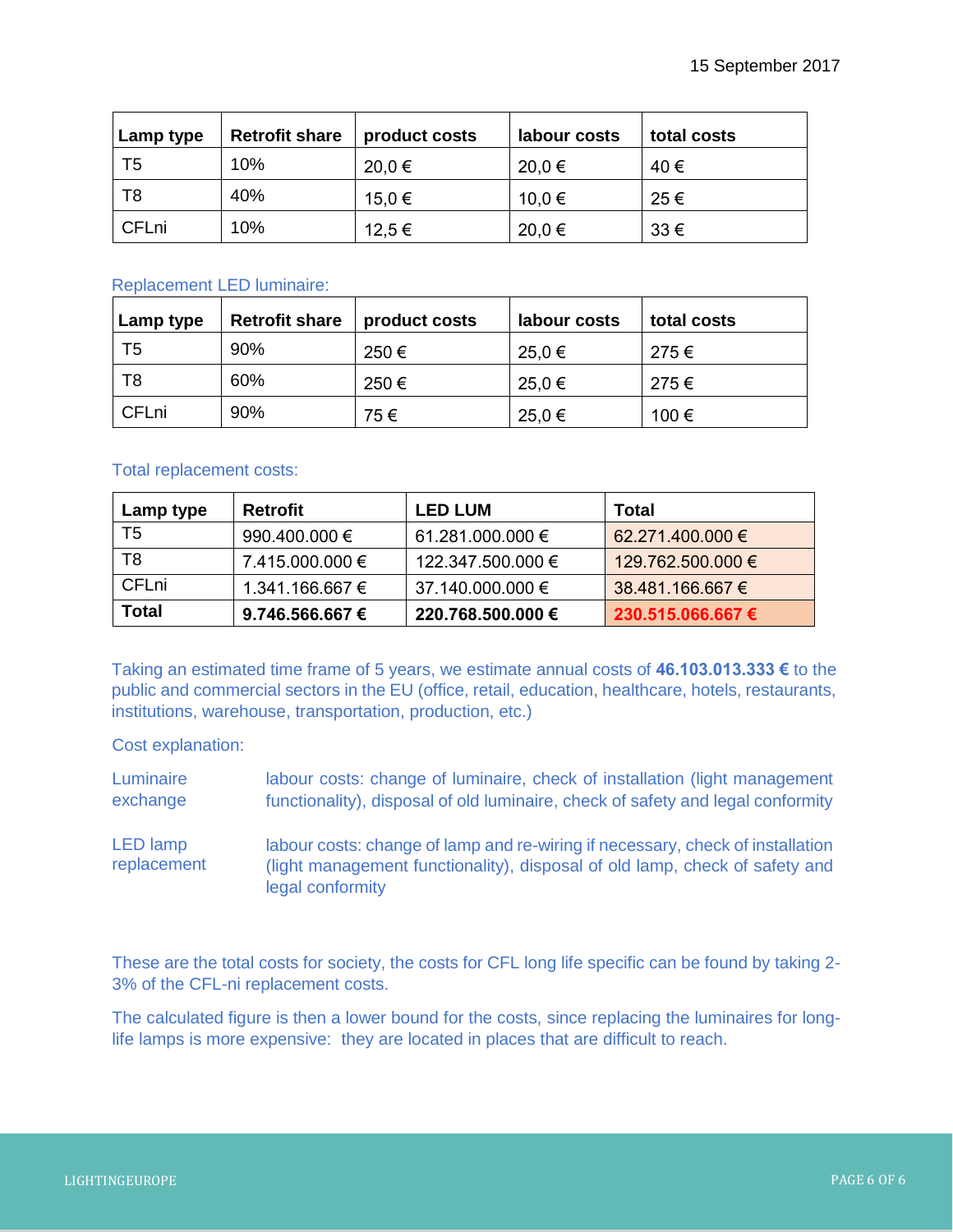| Lamp type | Retrofit share | product costs | labour costs | total costs |
|---|---|---|---|---|
| T5 | 10% | 20,0 € | 20,0 € | 40 € |
| T8 | 40% | 15,0 € | 10,0 € | 25 € |
| CFLni | 10% | 12,5 € | 20,0 € | 33 € |

Replacement LED luminaire:

| Lamp type | Retrofit share | product costs | labour costs | total costs |
|---|---|---|---|---|
| T5 | 90% | 250 € | 25,0 € | 275 € |
| T8 | 60% | 250 € | 25,0 € | 275 € |
| CFLni | 90% | 75 € | 25,0 € | 100 € |

Total replacement costs:

| Lamp type | Retrofit | LED LUM | Total |
|---|---|---|---|
| T5 | 990.400.000 € | 61.281.000.000 € | 62.271.400.000 € |
| T8 | 7.415.000.000 € | 122.347.500.000 € | 129.762.500.000 € |
| CFLni | 1.341.166.667 € | 37.140.000.000 € | 38.481.166.667 € |
| **Total** | **9.746.566.667 €** | **220.768.500.000 €** | **230.515.066.667 €** |

Taking an estimated time frame of 5 years, we estimate annual costs of **46.103.013.333 €** to the public and commercial sectors in the EU (office, retail, education, healthcare, hotels, restaurants, institutions, warehouse, transportation, production, etc.)

Cost explanation:

Luminaire exchange: labour costs: change of luminaire, check of installation (light management functionality), disposal of old luminaire, check of safety and legal conformity

LED lamp replacement: labour costs: change of lamp and re-wiring if necessary, check of installation (light management functionality), disposal of old lamp, check of safety and legal conformity

These are the total costs for society, the costs for CFL long life specific can be found by taking 2-3% of the CFL-ni replacement costs.

The calculated figure is then a lower bound for the costs, since replacing the luminaires for long-life lamps is more expensive: they are located in places that are difficult to reach.